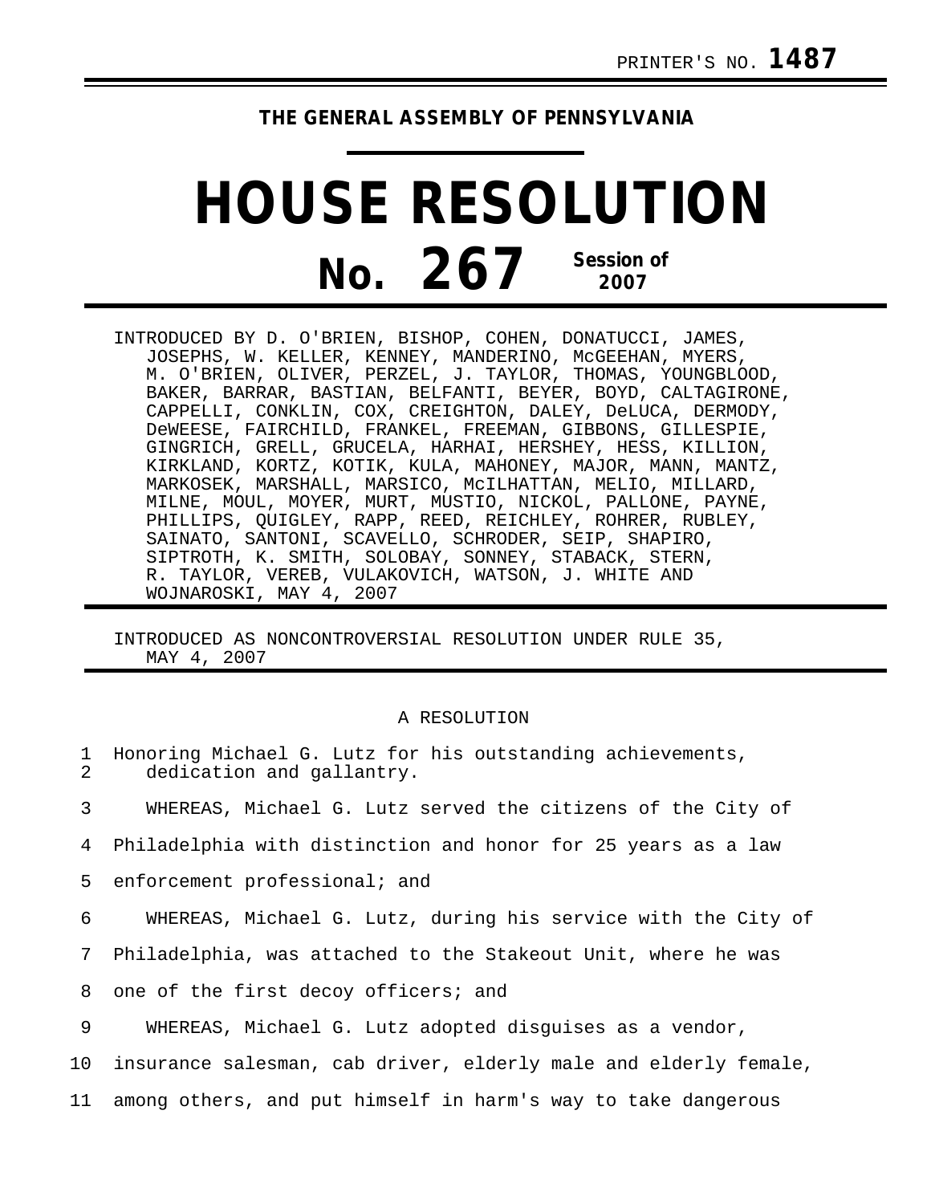PRINTER'S NO. **1487**

**THE GENERAL ASSEMBLY OF PENNSYLVANIA**

# HOUSE RESOLUTION

## No. 267 Session of 2007

INTRODUCED BY D. O'BRIEN, BISHOP, COHEN, DONATUCCI, JAMES, JOSEPHS, W. KELLER, KENNEY, MANDERINO, McGEEHAN, MYERS, M. O'BRIEN, OLIVER, PERZEL, J. TAYLOR, THOMAS, YOUNGBLOOD, BAKER, BARRAR, BASTIAN, BELFANTI, BEYER, BOYD, CALTAGIRONE, CAPPELLI, CONKLIN, COX, CREIGHTON, DALEY, DeLUCA, DERMODY, DeWEESE, FAIRCHILD, FRANKEL, FREEMAN, GIBBONS, GILLESPIE, GINGRICH, GRELL, GRUCELA, HARHAI, HERSHEY, HESS, KILLION, KIRKLAND, KORTZ, KOTIK, KULA, MAHONEY, MAJOR, MANN, MANTZ, MARKOSEK, MARSHALL, MARSICO, McILHATTAN, MELIO, MILLARD, MILNE, MOUL, MOYER, MURT, MUSTIO, NICKOL, PALLONE, PAYNE, PHILLIPS, QUIGLEY, RAPP, REED, REICHLEY, ROHRER, RUBLEY, SAINATO, SANTONI, SCAVELLO, SCHRODER, SEIP, SHAPIRO, SIPTROTH, K. SMITH, SOLOBAY, SONNEY, STABACK, STERN, R. TAYLOR, VEREB, VULAKOVICH, WATSON, J. WHITE AND WOJNAROSKI, MAY 4, 2007

INTRODUCED AS NONCONTROVERSIAL RESOLUTION UNDER RULE 35, MAY 4, 2007

A RESOLUTION

1 Honoring Michael G. Lutz for his outstanding achievements,
2 dedication and gallantry.

3 WHEREAS, Michael G. Lutz served the citizens of the City of
4 Philadelphia with distinction and honor for 25 years as a law
5 enforcement professional; and

6 WHEREAS, Michael G. Lutz, during his service with the City of
7 Philadelphia, was attached to the Stakeout Unit, where he was
8 one of the first decoy officers; and

9 WHEREAS, Michael G. Lutz adopted disguises as a vendor,
10 insurance salesman, cab driver, elderly male and elderly female,
11 among others, and put himself in harm's way to take dangerous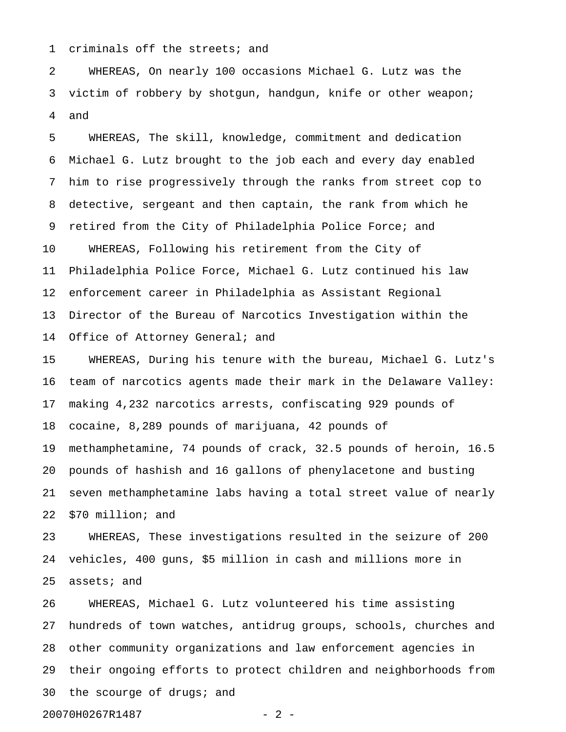criminals off the streets; and

WHEREAS, On nearly 100 occasions Michael G. Lutz was the victim of robbery by shotgun, handgun, knife or other weapon; and

WHEREAS, The skill, knowledge, commitment and dedication Michael G. Lutz brought to the job each and every day enabled him to rise progressively through the ranks from street cop to detective, sergeant and then captain, the rank from which he retired from the City of Philadelphia Police Force; and

WHEREAS, Following his retirement from the City of Philadelphia Police Force, Michael G. Lutz continued his law enforcement career in Philadelphia as Assistant Regional Director of the Bureau of Narcotics Investigation within the Office of Attorney General; and

WHEREAS, During his tenure with the bureau, Michael G. Lutz's team of narcotics agents made their mark in the Delaware Valley: making 4,232 narcotics arrests, confiscating 929 pounds of cocaine, 8,289 pounds of marijuana, 42 pounds of methamphetamine, 74 pounds of crack, 32.5 pounds of heroin, 16.5 pounds of hashish and 16 gallons of phenylacetone and busting seven methamphetamine labs having a total street value of nearly $70 million; and

WHEREAS, These investigations resulted in the seizure of 200 vehicles, 400 guns, $5 million in cash and millions more in assets; and

WHEREAS, Michael G. Lutz volunteered his time assisting hundreds of town watches, antidrug groups, schools, churches and other community organizations and law enforcement agencies in their ongoing efforts to protect children and neighborhoods from the scourge of drugs; and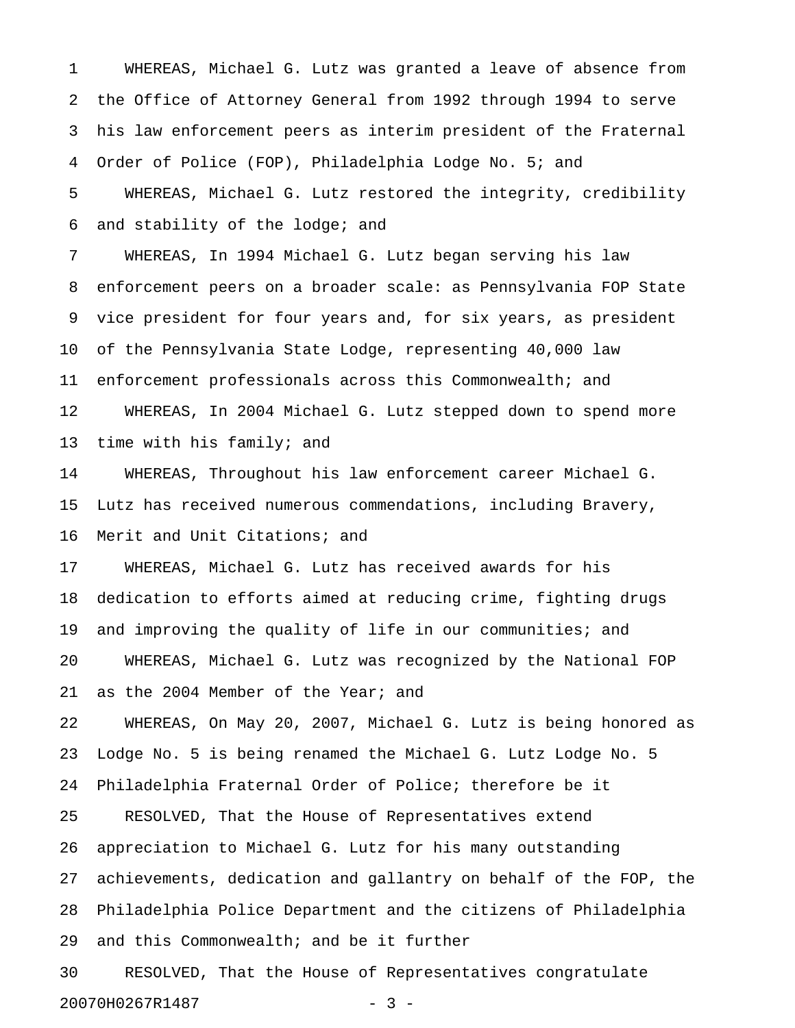WHEREAS, Michael G. Lutz was granted a leave of absence from the Office of Attorney General from 1992 through 1994 to serve his law enforcement peers as interim president of the Fraternal Order of Police (FOP), Philadelphia Lodge No. 5; and

WHEREAS, Michael G. Lutz restored the integrity, credibility and stability of the lodge; and

WHEREAS, In 1994 Michael G. Lutz began serving his law enforcement peers on a broader scale: as Pennsylvania FOP State vice president for four years and, for six years, as president of the Pennsylvania State Lodge, representing 40,000 law enforcement professionals across this Commonwealth; and

WHEREAS, In 2004 Michael G. Lutz stepped down to spend more time with his family; and

WHEREAS, Throughout his law enforcement career Michael G. Lutz has received numerous commendations, including Bravery, Merit and Unit Citations; and

WHEREAS, Michael G. Lutz has received awards for his dedication to efforts aimed at reducing crime, fighting drugs and improving the quality of life in our communities; and

WHEREAS, Michael G. Lutz was recognized by the National FOP as the 2004 Member of the Year; and

WHEREAS, On May 20, 2007, Michael G. Lutz is being honored as Lodge No. 5 is being renamed the Michael G. Lutz Lodge No. 5 Philadelphia Fraternal Order of Police; therefore be it

RESOLVED, That the House of Representatives extend appreciation to Michael G. Lutz for his many outstanding achievements, dedication and gallantry on behalf of the FOP, the Philadelphia Police Department and the citizens of Philadelphia and this Commonwealth; and be it further

RESOLVED, That the House of Representatives congratulate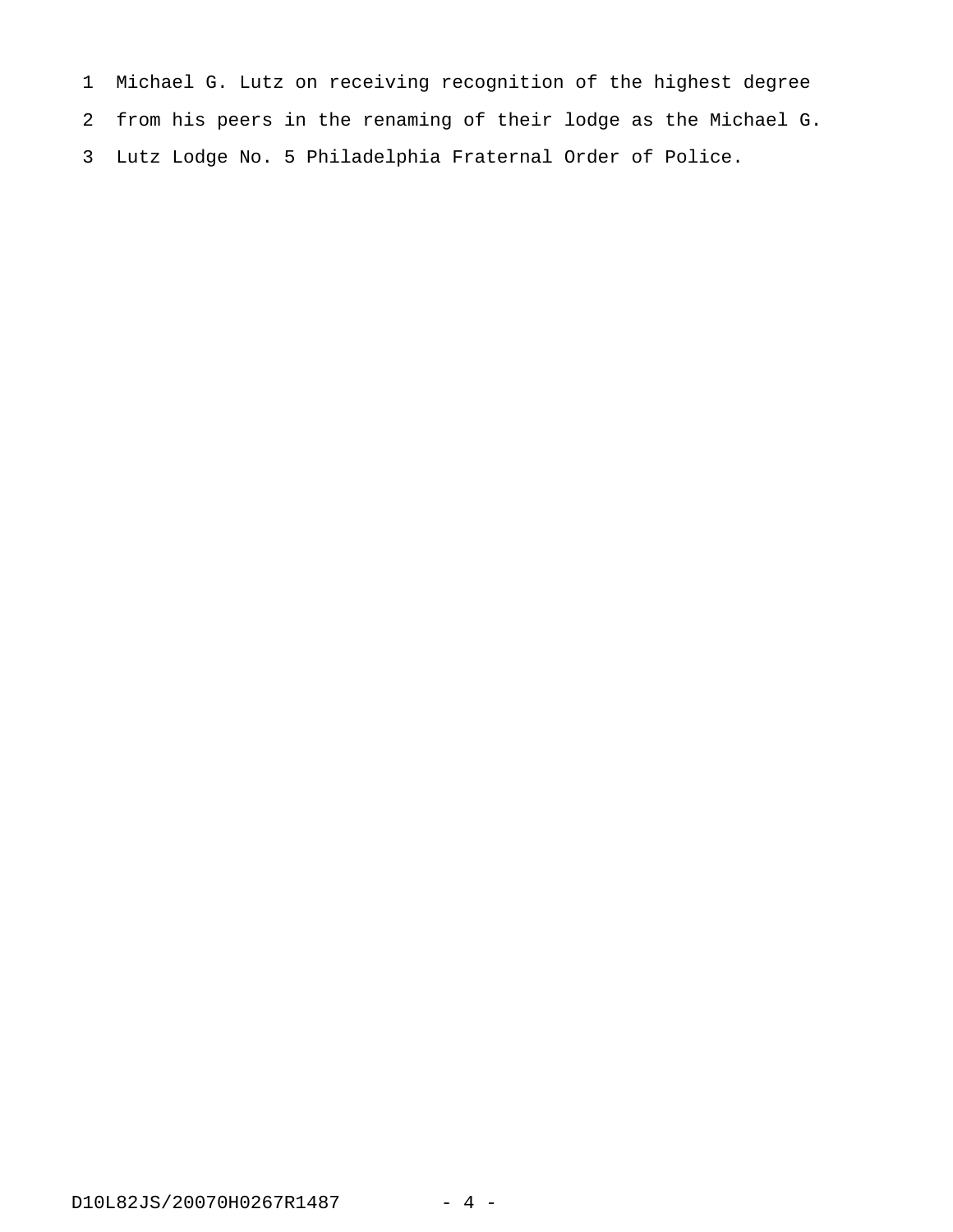Michael G. Lutz on receiving recognition of the highest degree from his peers in the renaming of their lodge as the Michael G. Lutz Lodge No. 5 Philadelphia Fraternal Order of Police.